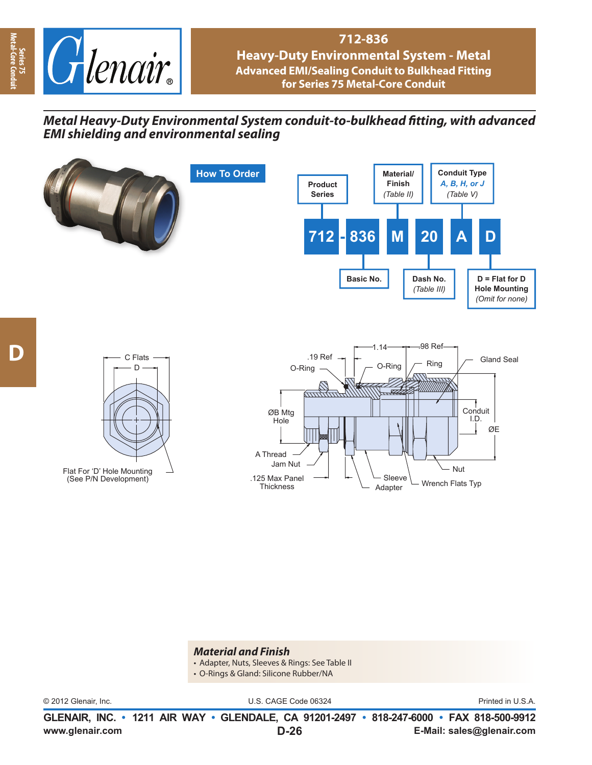# 712-836

## Heavy-Duty Environmental System - Metal

### Advanced EMI/Sealing Conduit to Bulkhead Fitting for Series 75 Metal-Core Conduit

***Metal Heavy-Duty Environmental System conduit-to-bulkhead fitting, with advanced EMI shielding and environmental sealing***

## How To Order

| 712 | - | 836 | M | 20 | A | D |
|---|---|---|---|---|---|---|

- **712** — Product Series
- **836** — Basic No.
- **M** — Material/Finish (Table II)
- **20** — Dash No. (Table III)
- **A** — Conduit Type *A, B, H, or J* (Table V)
- **D** — D = Flat for D Hole Mounting (Omit for none)

C Flats
D

Flat For 'D' Hole Mounting (See P/N Development)

.19 Ref
1.14
.98 Ref
O-Ring
O-Ring
Ring
Gland Seal
ØB Mtg Hole
Conduit I.D.
ØE
A Thread
Jam Nut
.125 Max Panel Thickness
Adapter
Sleeve
Nut
Wrench Flats Typ

## *Material and Finish*

- Adapter, Nuts, Sleeves & Rings: See Table II
- O-Rings & Gland: Silicone Rubber/NA

© 2012 Glenair, Inc. U.S. CAGE Code 06324 Printed in U.S.A.

**GLENAIR, INC. • 1211 AIR WAY • GLENDALE, CA 91201-2497 • 818-247-6000 • FAX 818-500-9912**
**www.glenair.com** **E-Mail: sales@glenair.com**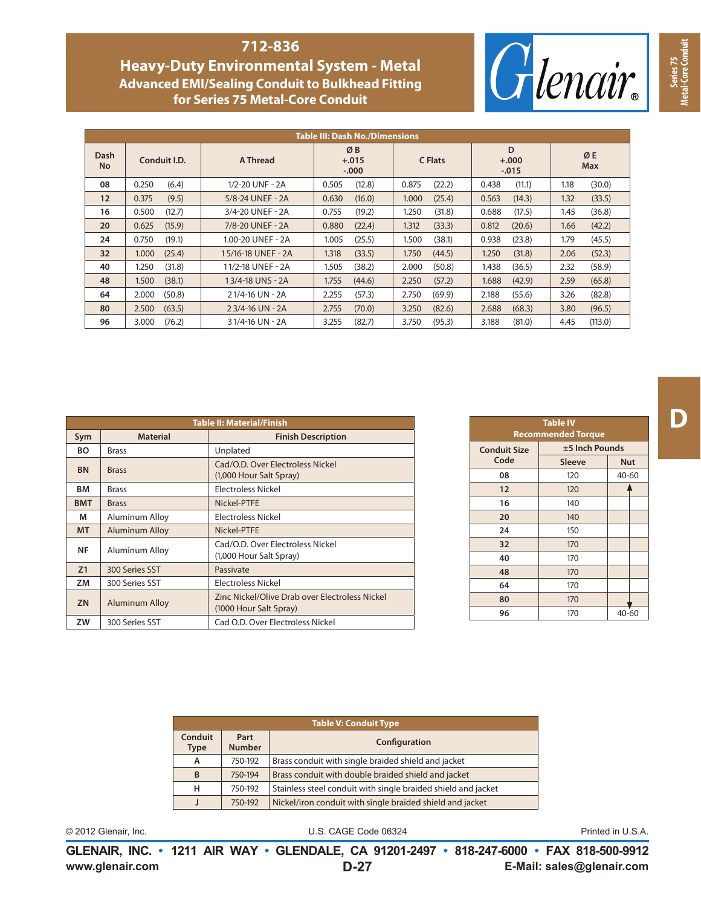# 712-836

## Heavy-Duty Environmental System - Metal

### Advanced EMI/Sealing Conduit to Bulkhead Fitting for Series 75 Metal-Core Conduit

Glenair.

Series 75 Metal-Core Conduit

**Table III: Dash No./Dimensions**

| Dash No | Conduit I.D. | A Thread | Ø B +.015 -.000 | C Flats | D +.000 -.015 | Ø E Max |
|---|---|---|---|---|---|---|
| 08 | 0.250 (6.4) | 1/2-20 UNF - 2A | 0.505 (12.8) | 0.875 (22.2) | 0.438 (11.1) | 1.18 (30.0) |
| 12 | 0.375 (9.5) | 5/8-24 UNEF - 2A | 0.630 (16.0) | 1.000 (25.4) | 0.563 (14.3) | 1.32 (33.5) |
| 16 | 0.500 (12.7) | 3/4-20 UNEF - 2A | 0.755 (19.2) | 1.250 (31.8) | 0.688 (17.5) | 1.45 (36.8) |
| 20 | 0.625 (15.9) | 7/8-20 UNEF - 2A | 0.880 (22.4) | 1.312 (33.3) | 0.812 (20.6) | 1.66 (42.2) |
| 24 | 0.750 (19.1) | 1.00-20 UNEF - 2A | 1.005 (25.5) | 1.500 (38.1) | 0.938 (23.8) | 1.79 (45.5) |
| 32 | 1.000 (25.4) | 1 5/16-18 UNEF - 2A | 1.318 (33.5) | 1.750 (44.5) | 1.250 (31.8) | 2.06 (52.3) |
| 40 | 1.250 (31.8) | 1 1/2-18 UNEF - 2A | 1.505 (38.2) | 2.000 (50.8) | 1.438 (36.5) | 2.32 (58.9) |
| 48 | 1.500 (38.1) | 1 3/4-18 UNS - 2A | 1.755 (44.6) | 2.250 (57.2) | 1.688 (42.9) | 2.59 (65.8) |
| 64 | 2.000 (50.8) | 2 1/4-16 UN - 2A | 2.255 (57.3) | 2.750 (69.9) | 2.188 (55.6) | 3.26 (82.8) |
| 80 | 2.500 (63.5) | 2 3/4-16 UN - 2A | 2.755 (70.0) | 3.250 (82.6) | 2.688 (68.3) | 3.80 (96.5) |
| 96 | 3.000 (76.2) | 3 1/4-16 UN - 2A | 3.255 (82.7) | 3.750 (95.3) | 3.188 (81.0) | 4.45 (113.0) |

**Table II: Material/Finish**

| Sym | Material | Finish Description |
|---|---|---|
| BO | Brass | Unplated |
| BN | Brass | Cad/O.D. Over Electroless Nickel (1,000 Hour Salt Spray) |
| BM | Brass | Electroless Nickel |
| BMT | Brass | Nickel-PTFE |
| M | Aluminum Alloy | Electroless Nickel |
| MT | Aluminum Alloy | Nickel-PTFE |
| NF | Aluminum Alloy | Cad/O.D. Over Electroless Nickel (1,000 Hour Salt Spray) |
| Z1 | 300 Series SST | Passivate |
| ZM | 300 Series SST | Electroless Nickel |
| ZN | Aluminum Alloy | Zinc Nickel/Olive Drab over Electroless Nickel (1000 Hour Salt Spray) |
| ZW | 300 Series SST | Cad O.D. Over Electroless Nickel |

**Table IV Recommended Torque**

| Conduit Size Code | ±5 Inch Pounds | |
|---|---|---|
| | Sleeve | Nut |
| 08 | 120 | 40-60 |
| 12 | 120 | ↑ |
| 16 | 140 | |
| 20 | 140 | |
| 24 | 150 | |
| 32 | 170 | |
| 40 | 170 | |
| 48 | 170 | |
| 64 | 170 | |
| 80 | 170 | ↓ |
| 96 | 170 | 40-60 |

**Table V: Conduit Type**

| Conduit Type | Part Number | Configuration |
|---|---|---|
| A | 750-192 | Brass conduit with single braided shield and jacket |
| B | 750-194 | Brass conduit with double braided shield and jacket |
| H | 750-192 | Stainless steel conduit with single braided shield and jacket |
| J | 750-192 | Nickel/iron conduit with single braided shield and jacket |

© 2012 Glenair, Inc. U.S. CAGE Code 06324 Printed in U.S.A.

**GLENAIR, INC. • 1211 AIR WAY • GLENDALE, CA 91201-2497 • 818-247-6000 • FAX 818-500-9912**
**www.glenair.com** **D-27** **E-Mail: sales@glenair.com**